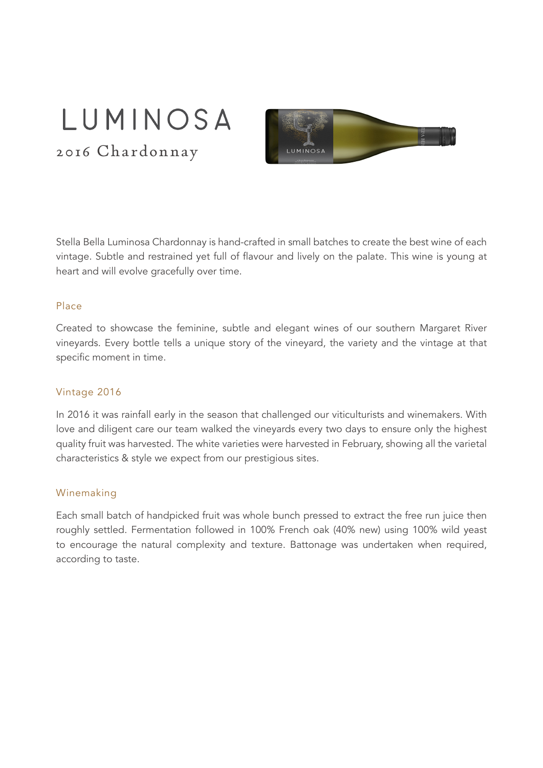# LUMINOSA

## 2016 Chardonnay

Stella Bella Luminosa Chardonnay is hand-crafted in small batches to create the best wine of each vintage. Subtle and restrained yet full of flavour and lively on the palate. This wine is young at heart and will evolve gracefully over time.

### Place

Created to showcase the feminine, subtle and elegant wines of our southern Margaret River vineyards. Every bottle tells a unique story of the vineyard, the variety and the vintage at that specific moment in time.

### Vintage 2016

In 2016 it was rainfall early in the season that challenged our viticulturists and winemakers. With love and diligent care our team walked the vineyards every two days to ensure only the highest quality fruit was harvested. The white varieties were harvested in February, showing all the varietal characteristics & style we expect from our prestigious sites.

### Winemaking

Each small batch of handpicked fruit was whole bunch pressed to extract the free run juice then roughly settled. Fermentation followed in 100% French oak (40% new) using 100% wild yeast to encourage the natural complexity and texture. Battonage was undertaken when required, according to taste.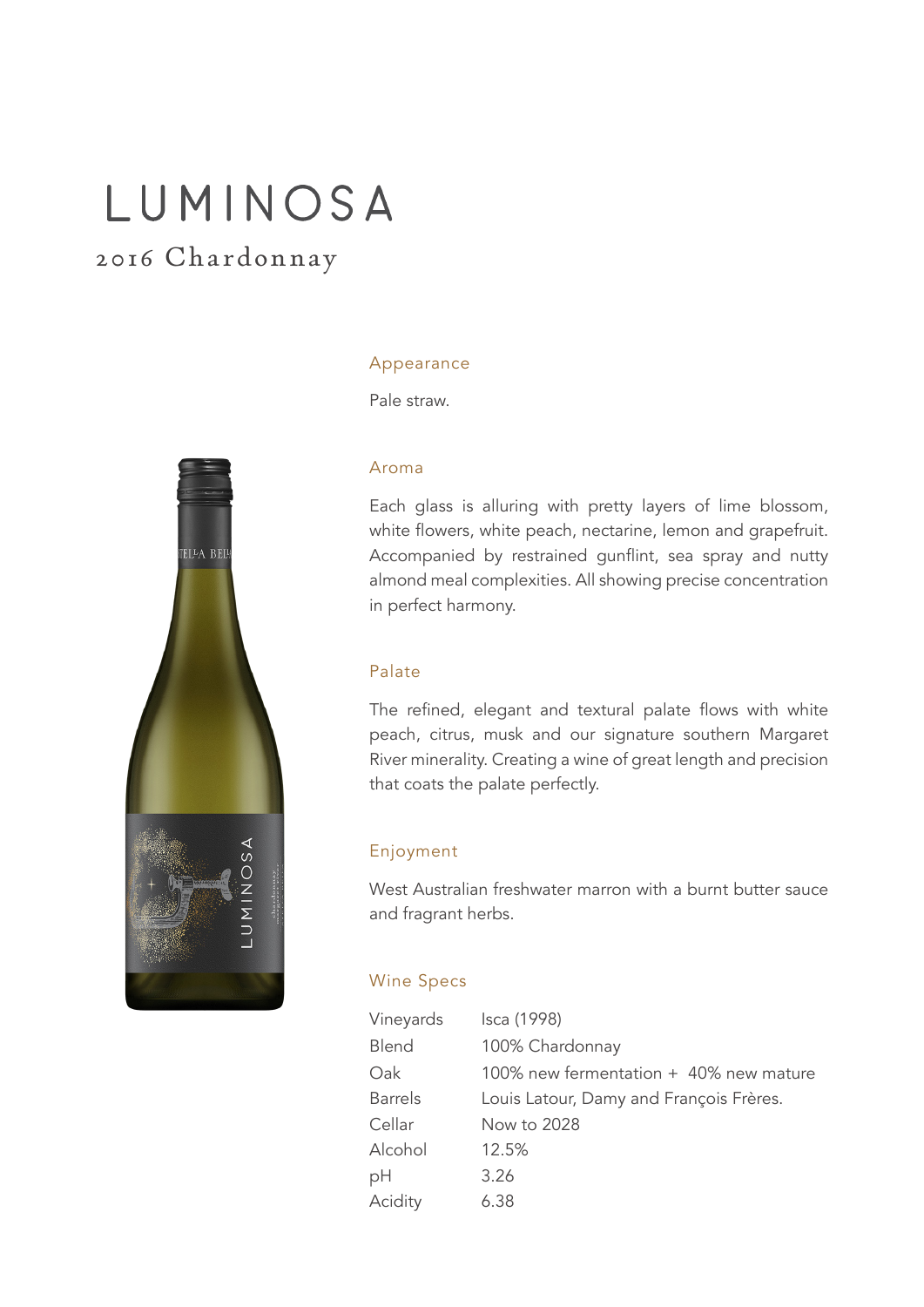# LUMINOSA

## 2016 Chardonnay

### Appearance

Pale straw.

### Aroma

Each glass is alluring with pretty layers of lime blossom, white flowers, white peach, nectarine, lemon and grapefruit. Accompanied by restrained gunflint, sea spray and nutty almond meal complexities. All showing precise concentration in perfect harmony.

### Palate

The refined, elegant and textural palate flows with white peach, citrus, musk and our signature southern Margaret River minerality. Creating a wine of great length and precision that coats the palate perfectly.

### Enjoyment

West Australian freshwater marron with a burnt butter sauce and fragrant herbs.

### Wine Specs

| | |
|---|---|
| Vineyards | Isca (1998) |
| Blend | 100% Chardonnay |
| Oak | 100% new fermentation + 40% new mature |
| Barrels | Louis Latour, Damy and François Frères. |
| Cellar | Now to 2028 |
| Alcohol | 12.5% |
| pH | 3.26 |
| Acidity | 6.38 |